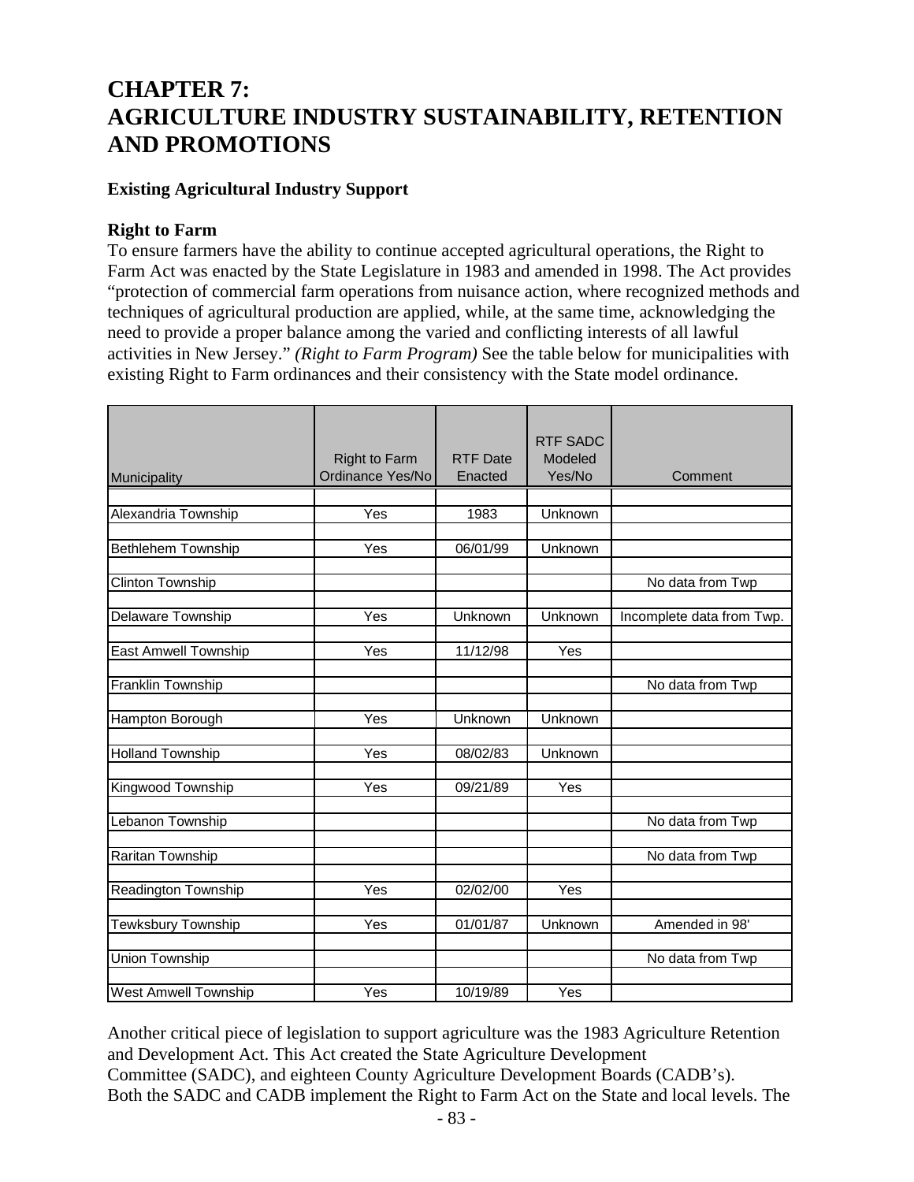# CHAPTER 7: AGRICULTURE INDUSTRY SUSTAINABILITY, RETENTION AND PROMOTIONS

### Existing Agricultural Industry Support

### Right to Farm

To ensure farmers have the ability to continue accepted agricultural operations, the Right to Farm Act was enacted by the State Legislature in 1983 and amended in 1998. The Act provides "protection of commercial farm operations from nuisance action, where recognized methods and techniques of agricultural production are applied, while, at the same time, acknowledging the need to provide a proper balance among the varied and conflicting interests of all lawful activities in New Jersey." *(Right to Farm Program)* See the table below for municipalities with existing Right to Farm ordinances and their consistency with the State model ordinance.

| Municipality | Right to Farm Ordinance Yes/No | RTF Date Enacted | RTF SADC Modeled Yes/No | Comment |
|---|---|---|---|---|
| Alexandria Township | Yes | 1983 | Unknown | |
| Bethlehem Township | Yes | 06/01/99 | Unknown | |
| Clinton Township | | | | No data from Twp |
| Delaware Township | Yes | Unknown | Unknown | Incomplete data from Twp. |
| East Amwell Township | Yes | 11/12/98 | Yes | |
| Franklin Township | | | | No data from Twp |
| Hampton Borough | Yes | Unknown | Unknown | |
| Holland Township | Yes | 08/02/83 | Unknown | |
| Kingwood Township | Yes | 09/21/89 | Yes | |
| Lebanon Township | | | | No data from Twp |
| Raritan Township | | | | No data from Twp |
| Readington Township | Yes | 02/02/00 | Yes | |
| Tewksbury Township | Yes | 01/01/87 | Unknown | Amended in 98' |
| Union Township | | | | No data from Twp |
| West Amwell Township | Yes | 10/19/89 | Yes | |

Another critical piece of legislation to support agriculture was the 1983 Agriculture Retention and Development Act. This Act created the State Agriculture Development Committee (SADC), and eighteen County Agriculture Development Boards (CADB's). Both the SADC and CADB implement the Right to Farm Act on the State and local levels. The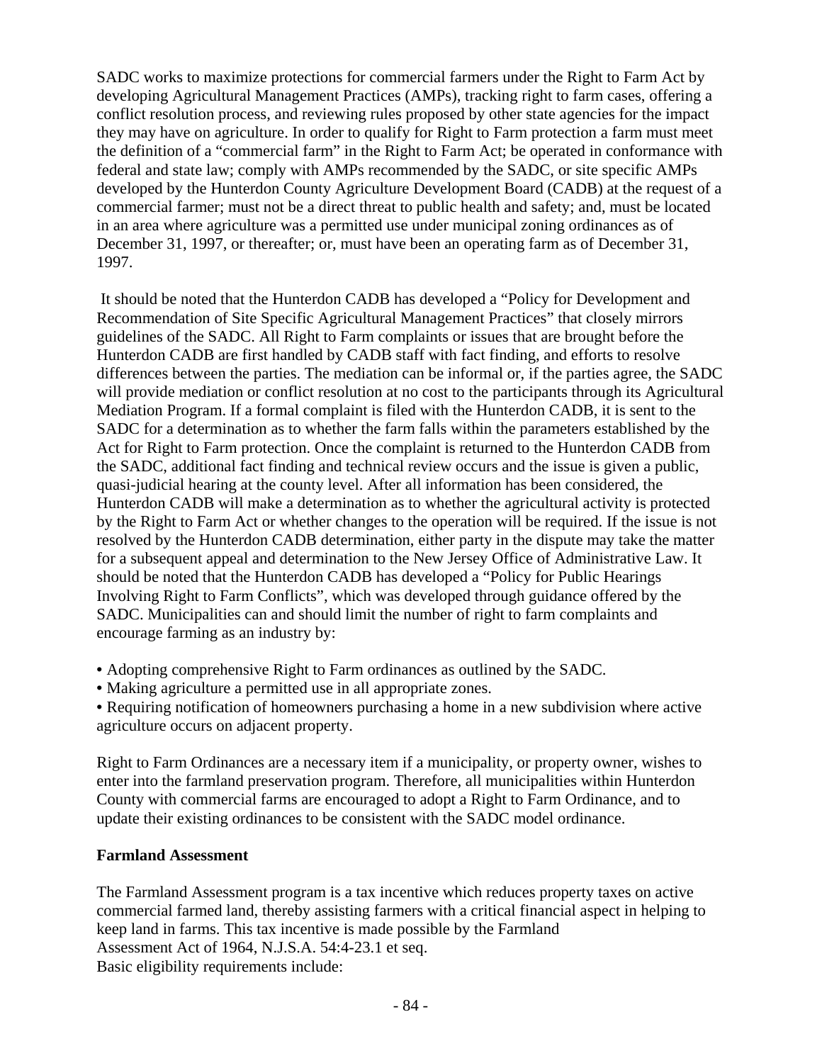SADC works to maximize protections for commercial farmers under the Right to Farm Act by developing Agricultural Management Practices (AMPs), tracking right to farm cases, offering a conflict resolution process, and reviewing rules proposed by other state agencies for the impact they may have on agriculture. In order to qualify for Right to Farm protection a farm must meet the definition of a "commercial farm" in the Right to Farm Act; be operated in conformance with federal and state law; comply with AMPs recommended by the SADC, or site specific AMPs developed by the Hunterdon County Agriculture Development Board (CADB) at the request of a commercial farmer; must not be a direct threat to public health and safety; and, must be located in an area where agriculture was a permitted use under municipal zoning ordinances as of December 31, 1997, or thereafter; or, must have been an operating farm as of December 31, 1997.

It should be noted that the Hunterdon CADB has developed a "Policy for Development and Recommendation of Site Specific Agricultural Management Practices" that closely mirrors guidelines of the SADC. All Right to Farm complaints or issues that are brought before the Hunterdon CADB are first handled by CADB staff with fact finding, and efforts to resolve differences between the parties. The mediation can be informal or, if the parties agree, the SADC will provide mediation or conflict resolution at no cost to the participants through its Agricultural Mediation Program. If a formal complaint is filed with the Hunterdon CADB, it is sent to the SADC for a determination as to whether the farm falls within the parameters established by the Act for Right to Farm protection. Once the complaint is returned to the Hunterdon CADB from the SADC, additional fact finding and technical review occurs and the issue is given a public, quasi-judicial hearing at the county level. After all information has been considered, the Hunterdon CADB will make a determination as to whether the agricultural activity is protected by the Right to Farm Act or whether changes to the operation will be required. If the issue is not resolved by the Hunterdon CADB determination, either party in the dispute may take the matter for a subsequent appeal and determination to the New Jersey Office of Administrative Law. It should be noted that the Hunterdon CADB has developed a "Policy for Public Hearings Involving Right to Farm Conflicts", which was developed through guidance offered by the SADC. Municipalities can and should limit the number of right to farm complaints and encourage farming as an industry by:

- Adopting comprehensive Right to Farm ordinances as outlined by the SADC.
- Making agriculture a permitted use in all appropriate zones.
- Requiring notification of homeowners purchasing a home in a new subdivision where active agriculture occurs on adjacent property.

Right to Farm Ordinances are a necessary item if a municipality, or property owner, wishes to enter into the farmland preservation program. Therefore, all municipalities within Hunterdon County with commercial farms are encouraged to adopt a Right to Farm Ordinance, and to update their existing ordinances to be consistent with the SADC model ordinance.

**Farmland Assessment**

The Farmland Assessment program is a tax incentive which reduces property taxes on active commercial farmed land, thereby assisting farmers with a critical financial aspect in helping to keep land in farms. This tax incentive is made possible by the Farmland Assessment Act of 1964, N.J.S.A. 54:4-23.1 et seq.
Basic eligibility requirements include: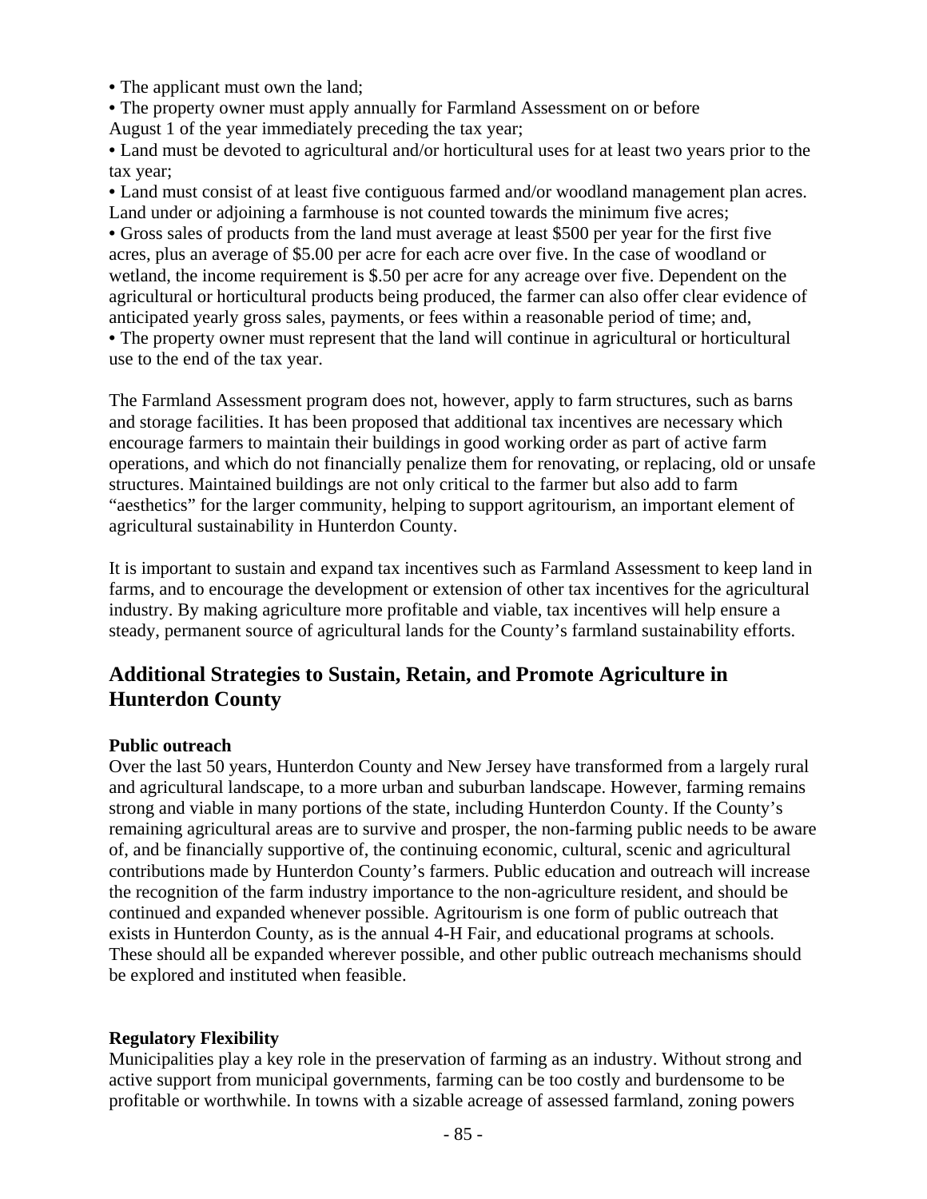- The applicant must own the land;
- The property owner must apply annually for Farmland Assessment on or before August 1 of the year immediately preceding the tax year;
- Land must be devoted to agricultural and/or horticultural uses for at least two years prior to the tax year;
- Land must consist of at least five contiguous farmed and/or woodland management plan acres. Land under or adjoining a farmhouse is not counted towards the minimum five acres;
- Gross sales of products from the land must average at least $500 per year for the first five acres, plus an average of $5.00 per acre for each acre over five. In the case of woodland or wetland, the income requirement is $.50 per acre for any acreage over five. Dependent on the agricultural or horticultural products being produced, the farmer can also offer clear evidence of anticipated yearly gross sales, payments, or fees within a reasonable period of time; and,
- The property owner must represent that the land will continue in agricultural or horticultural use to the end of the tax year.

The Farmland Assessment program does not, however, apply to farm structures, such as barns and storage facilities. It has been proposed that additional tax incentives are necessary which encourage farmers to maintain their buildings in good working order as part of active farm operations, and which do not financially penalize them for renovating, or replacing, old or unsafe structures. Maintained buildings are not only critical to the farmer but also add to farm "aesthetics" for the larger community, helping to support agritourism, an important element of agricultural sustainability in Hunterdon County.

It is important to sustain and expand tax incentives such as Farmland Assessment to keep land in farms, and to encourage the development or extension of other tax incentives for the agricultural industry. By making agriculture more profitable and viable, tax incentives will help ensure a steady, permanent source of agricultural lands for the County's farmland sustainability efforts.

## Additional Strategies to Sustain, Retain, and Promote Agriculture in Hunterdon County

**Public outreach**

Over the last 50 years, Hunterdon County and New Jersey have transformed from a largely rural and agricultural landscape, to a more urban and suburban landscape. However, farming remains strong and viable in many portions of the state, including Hunterdon County. If the County's remaining agricultural areas are to survive and prosper, the non-farming public needs to be aware of, and be financially supportive of, the continuing economic, cultural, scenic and agricultural contributions made by Hunterdon County's farmers. Public education and outreach will increase the recognition of the farm industry importance to the non-agriculture resident, and should be continued and expanded whenever possible. Agritourism is one form of public outreach that exists in Hunterdon County, as is the annual 4-H Fair, and educational programs at schools. These should all be expanded wherever possible, and other public outreach mechanisms should be explored and instituted when feasible.

**Regulatory Flexibility**

Municipalities play a key role in the preservation of farming as an industry. Without strong and active support from municipal governments, farming can be too costly and burdensome to be profitable or worthwhile. In towns with a sizable acreage of assessed farmland, zoning powers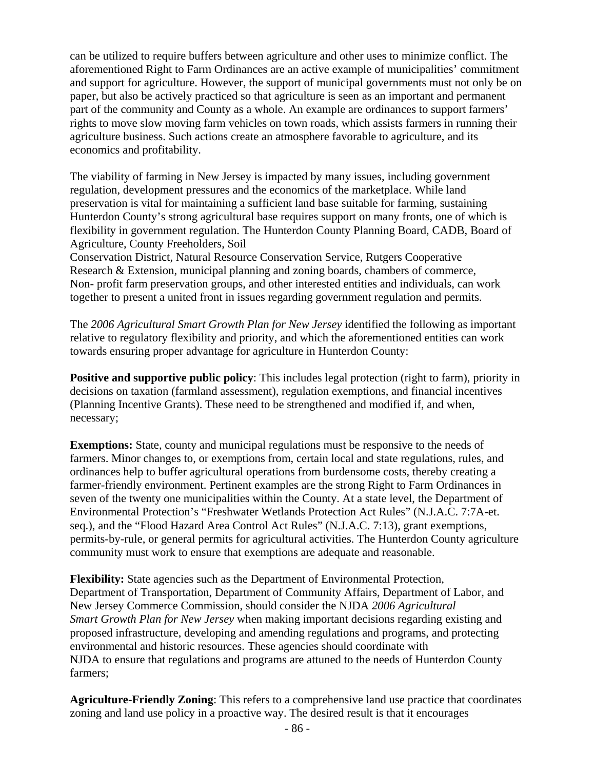can be utilized to require buffers between agriculture and other uses to minimize conflict. The aforementioned Right to Farm Ordinances are an active example of municipalities' commitment and support for agriculture. However, the support of municipal governments must not only be on paper, but also be actively practiced so that agriculture is seen as an important and permanent part of the community and County as a whole. An example are ordinances to support farmers' rights to move slow moving farm vehicles on town roads, which assists farmers in running their agriculture business. Such actions create an atmosphere favorable to agriculture, and its economics and profitability.

The viability of farming in New Jersey is impacted by many issues, including government regulation, development pressures and the economics of the marketplace. While land preservation is vital for maintaining a sufficient land base suitable for farming, sustaining Hunterdon County's strong agricultural base requires support on many fronts, one of which is flexibility in government regulation. The Hunterdon County Planning Board, CADB, Board of Agriculture, County Freeholders, Soil Conservation District, Natural Resource Conservation Service, Rutgers Cooperative Research & Extension, municipal planning and zoning boards, chambers of commerce, Non- profit farm preservation groups, and other interested entities and individuals, can work together to present a united front in issues regarding government regulation and permits.

The *2006 Agricultural Smart Growth Plan for New Jersey* identified the following as important relative to regulatory flexibility and priority, and which the aforementioned entities can work towards ensuring proper advantage for agriculture in Hunterdon County:

**Positive and supportive public policy**: This includes legal protection (right to farm), priority in decisions on taxation (farmland assessment), regulation exemptions, and financial incentives (Planning Incentive Grants). These need to be strengthened and modified if, and when, necessary;

**Exemptions:** State, county and municipal regulations must be responsive to the needs of farmers. Minor changes to, or exemptions from, certain local and state regulations, rules, and ordinances help to buffer agricultural operations from burdensome costs, thereby creating a farmer-friendly environment. Pertinent examples are the strong Right to Farm Ordinances in seven of the twenty one municipalities within the County. At a state level, the Department of Environmental Protection's "Freshwater Wetlands Protection Act Rules" (N.J.A.C. 7:7A-et. seq.), and the "Flood Hazard Area Control Act Rules" (N.J.A.C. 7:13), grant exemptions, permits-by-rule, or general permits for agricultural activities. The Hunterdon County agriculture community must work to ensure that exemptions are adequate and reasonable.

**Flexibility:** State agencies such as the Department of Environmental Protection, Department of Transportation, Department of Community Affairs, Department of Labor, and New Jersey Commerce Commission, should consider the NJDA *2006 Agricultural Smart Growth Plan for New Jersey* when making important decisions regarding existing and proposed infrastructure, developing and amending regulations and programs, and protecting environmental and historic resources. These agencies should coordinate with NJDA to ensure that regulations and programs are attuned to the needs of Hunterdon County farmers;

**Agriculture-Friendly Zoning**: This refers to a comprehensive land use practice that coordinates zoning and land use policy in a proactive way. The desired result is that it encourages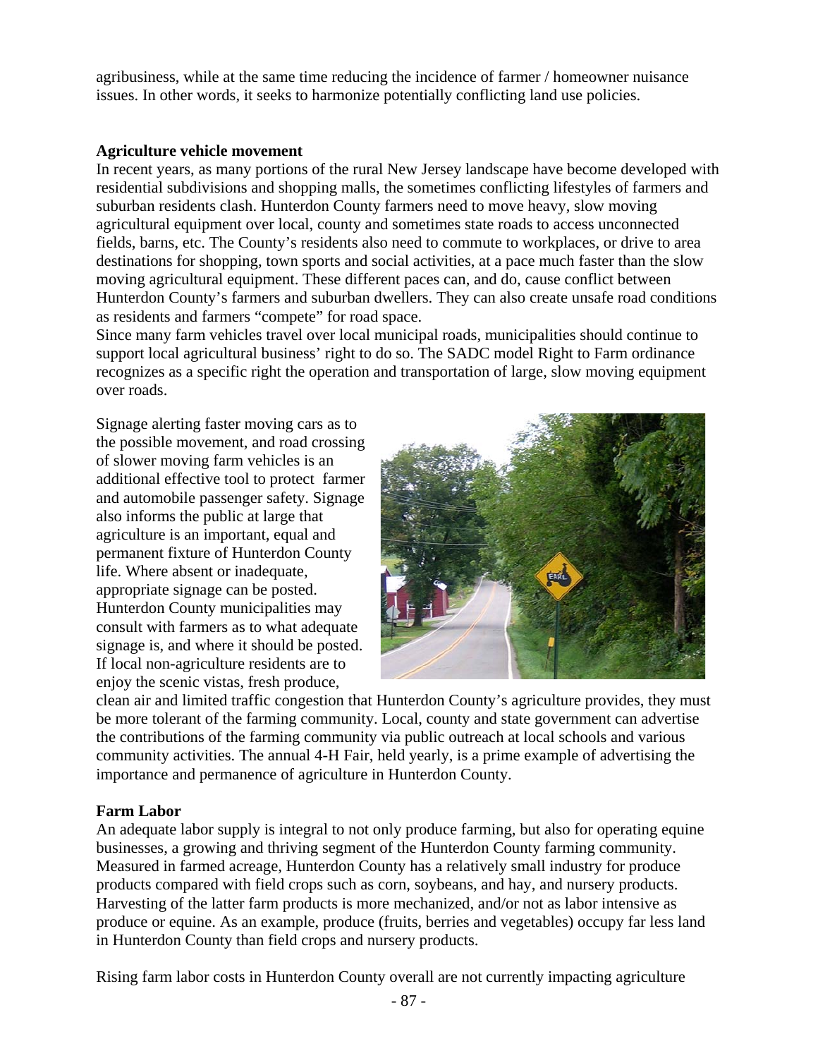agribusiness, while at the same time reducing the incidence of farmer / homeowner nuisance issues. In other words, it seeks to harmonize potentially conflicting land use policies.

**Agriculture vehicle movement**

In recent years, as many portions of the rural New Jersey landscape have become developed with residential subdivisions and shopping malls, the sometimes conflicting lifestyles of farmers and suburban residents clash. Hunterdon County farmers need to move heavy, slow moving agricultural equipment over local, county and sometimes state roads to access unconnected fields, barns, etc. The County's residents also need to commute to workplaces, or drive to area destinations for shopping, town sports and social activities, at a pace much faster than the slow moving agricultural equipment. These different paces can, and do, cause conflict between Hunterdon County's farmers and suburban dwellers. They can also create unsafe road conditions as residents and farmers "compete" for road space.

Since many farm vehicles travel over local municipal roads, municipalities should continue to support local agricultural business' right to do so. The SADC model Right to Farm ordinance recognizes as a specific right the operation and transportation of large, slow moving equipment over roads.

Signage alerting faster moving cars as to the possible movement, and road crossing of slower moving farm vehicles is an additional effective tool to protect farmer and automobile passenger safety. Signage also informs the public at large that agriculture is an important, equal and permanent fixture of Hunterdon County life. Where absent or inadequate, appropriate signage can be posted. Hunterdon County municipalities may consult with farmers as to what adequate signage is, and where it should be posted. If local non-agriculture residents are to enjoy the scenic vistas, fresh produce, clean air and limited traffic congestion that Hunterdon County's agriculture provides, they must be more tolerant of the farming community. Local, county and state government can advertise the contributions of the farming community via public outreach at local schools and various community activities. The annual 4-H Fair, held yearly, is a prime example of advertising the importance and permanence of agriculture in Hunterdon County.

**Farm Labor**

An adequate labor supply is integral to not only produce farming, but also for operating equine businesses, a growing and thriving segment of the Hunterdon County farming community. Measured in farmed acreage, Hunterdon County has a relatively small industry for produce products compared with field crops such as corn, soybeans, and hay, and nursery products. Harvesting of the latter farm products is more mechanized, and/or not as labor intensive as produce or equine. As an example, produce (fruits, berries and vegetables) occupy far less land in Hunterdon County than field crops and nursery products.

Rising farm labor costs in Hunterdon County overall are not currently impacting agriculture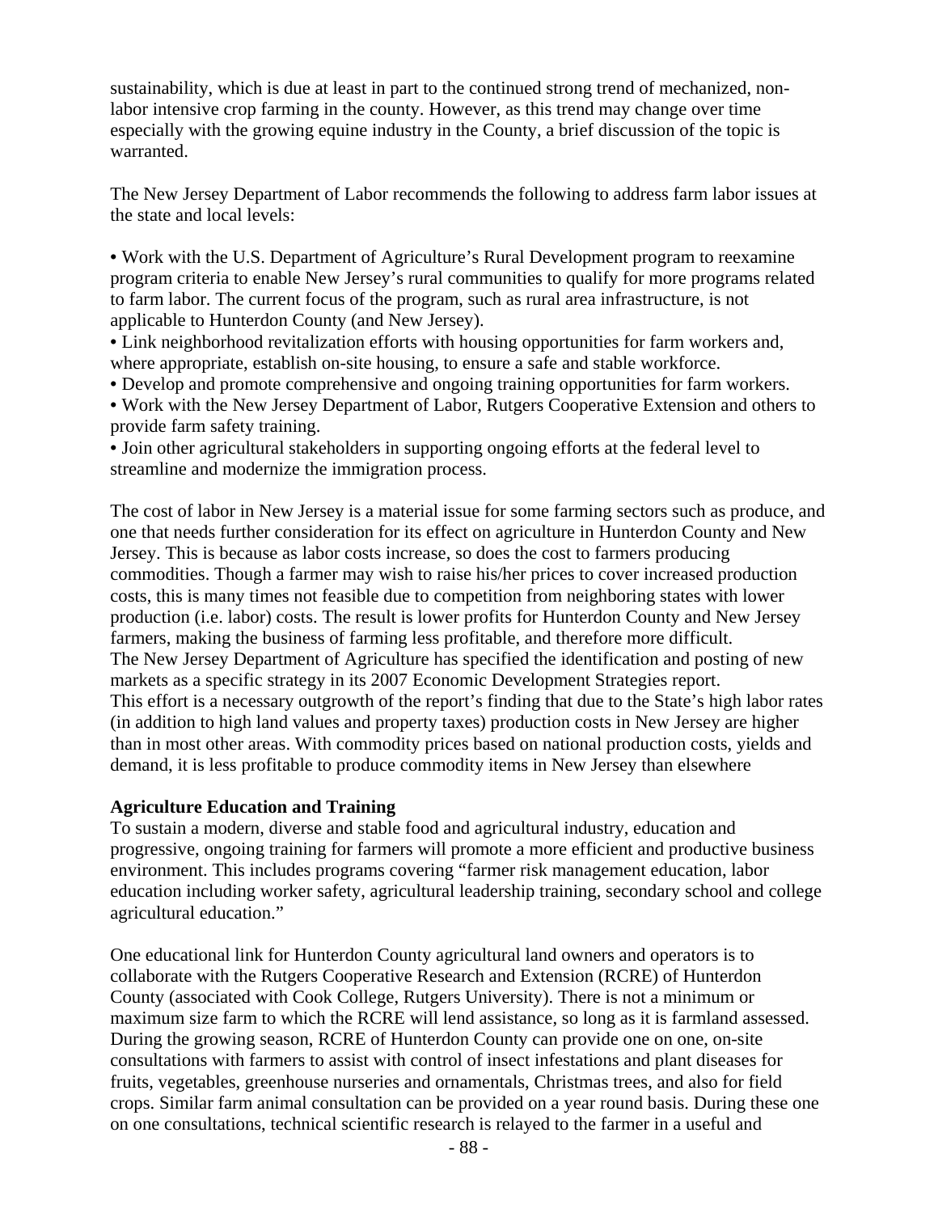sustainability, which is due at least in part to the continued strong trend of mechanized, non-labor intensive crop farming in the county. However, as this trend may change over time especially with the growing equine industry in the County, a brief discussion of the topic is warranted.

The New Jersey Department of Labor recommends the following to address farm labor issues at the state and local levels:

- Work with the U.S. Department of Agriculture's Rural Development program to reexamine program criteria to enable New Jersey's rural communities to qualify for more programs related to farm labor. The current focus of the program, such as rural area infrastructure, is not applicable to Hunterdon County (and New Jersey).
- Link neighborhood revitalization efforts with housing opportunities for farm workers and, where appropriate, establish on-site housing, to ensure a safe and stable workforce.
- Develop and promote comprehensive and ongoing training opportunities for farm workers.
- Work with the New Jersey Department of Labor, Rutgers Cooperative Extension and others to provide farm safety training.
- Join other agricultural stakeholders in supporting ongoing efforts at the federal level to streamline and modernize the immigration process.

The cost of labor in New Jersey is a material issue for some farming sectors such as produce, and one that needs further consideration for its effect on agriculture in Hunterdon County and New Jersey. This is because as labor costs increase, so does the cost to farmers producing commodities. Though a farmer may wish to raise his/her prices to cover increased production costs, this is many times not feasible due to competition from neighboring states with lower production (i.e. labor) costs. The result is lower profits for Hunterdon County and New Jersey farmers, making the business of farming less profitable, and therefore more difficult.
The New Jersey Department of Agriculture has specified the identification and posting of new markets as a specific strategy in its 2007 Economic Development Strategies report.
This effort is a necessary outgrowth of the report's finding that due to the State's high labor rates (in addition to high land values and property taxes) production costs in New Jersey are higher than in most other areas. With commodity prices based on national production costs, yields and demand, it is less profitable to produce commodity items in New Jersey than elsewhere

**Agriculture Education and Training**

To sustain a modern, diverse and stable food and agricultural industry, education and progressive, ongoing training for farmers will promote a more efficient and productive business environment. This includes programs covering "farmer risk management education, labor education including worker safety, agricultural leadership training, secondary school and college agricultural education."

One educational link for Hunterdon County agricultural land owners and operators is to collaborate with the Rutgers Cooperative Research and Extension (RCRE) of Hunterdon County (associated with Cook College, Rutgers University). There is not a minimum or maximum size farm to which the RCRE will lend assistance, so long as it is farmland assessed. During the growing season, RCRE of Hunterdon County can provide one on one, on-site consultations with farmers to assist with control of insect infestations and plant diseases for fruits, vegetables, greenhouse nurseries and ornamentals, Christmas trees, and also for field crops. Similar farm animal consultation can be provided on a year round basis. During these one on one consultations, technical scientific research is relayed to the farmer in a useful and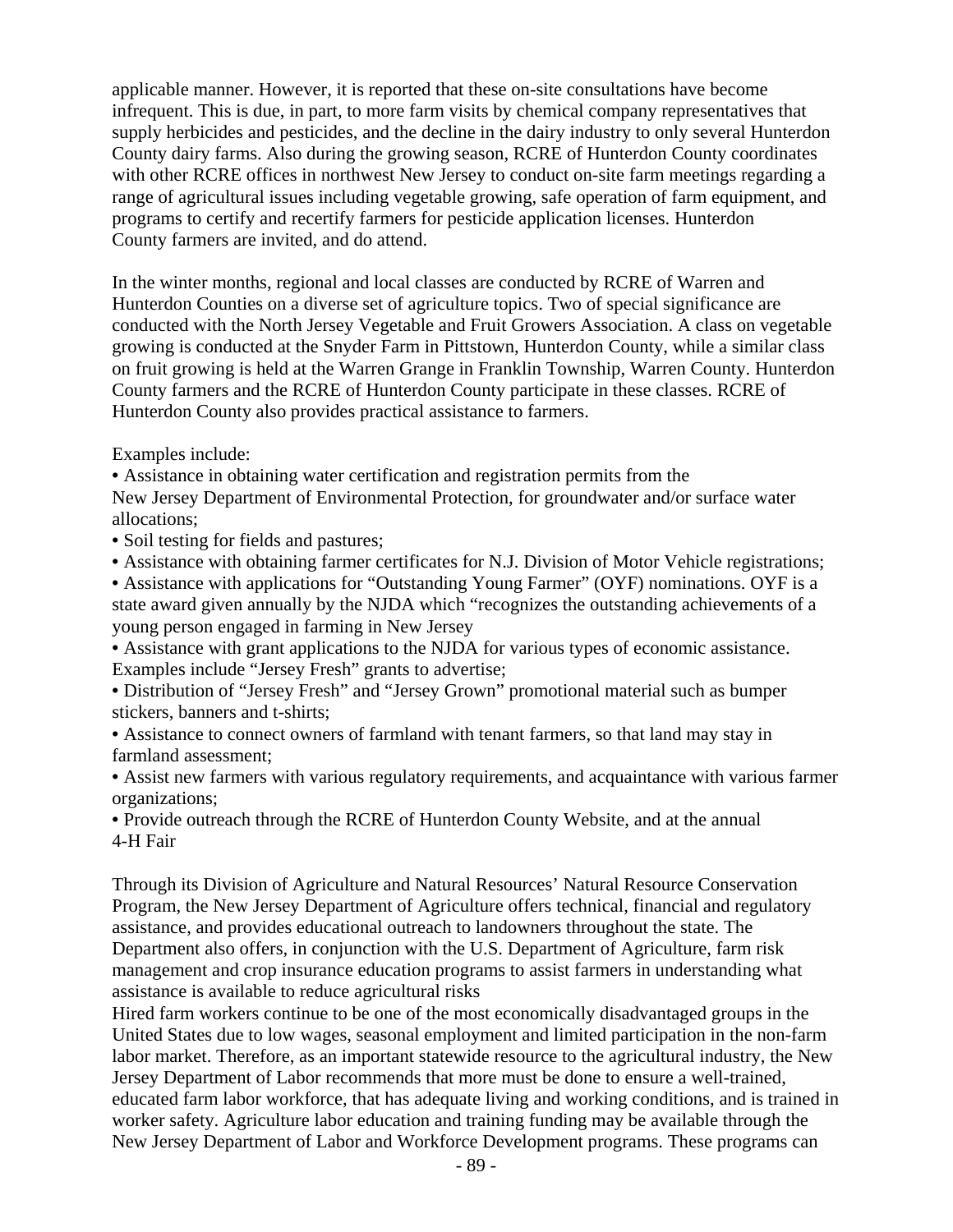applicable manner. However, it is reported that these on-site consultations have become infrequent. This is due, in part, to more farm visits by chemical company representatives that supply herbicides and pesticides, and the decline in the dairy industry to only several Hunterdon County dairy farms. Also during the growing season, RCRE of Hunterdon County coordinates with other RCRE offices in northwest New Jersey to conduct on-site farm meetings regarding a range of agricultural issues including vegetable growing, safe operation of farm equipment, and programs to certify and recertify farmers for pesticide application licenses. Hunterdon County farmers are invited, and do attend.

In the winter months, regional and local classes are conducted by RCRE of Warren and Hunterdon Counties on a diverse set of agriculture topics. Two of special significance are conducted with the North Jersey Vegetable and Fruit Growers Association. A class on vegetable growing is conducted at the Snyder Farm in Pittstown, Hunterdon County, while a similar class on fruit growing is held at the Warren Grange in Franklin Township, Warren County. Hunterdon County farmers and the RCRE of Hunterdon County participate in these classes. RCRE of Hunterdon County also provides practical assistance to farmers.

Examples include:

- Assistance in obtaining water certification and registration permits from the New Jersey Department of Environmental Protection, for groundwater and/or surface water allocations;
- Soil testing for fields and pastures;
- Assistance with obtaining farmer certificates for N.J. Division of Motor Vehicle registrations;
- Assistance with applications for "Outstanding Young Farmer" (OYF) nominations. OYF is a state award given annually by the NJDA which "recognizes the outstanding achievements of a young person engaged in farming in New Jersey
- Assistance with grant applications to the NJDA for various types of economic assistance. Examples include "Jersey Fresh" grants to advertise;
- Distribution of "Jersey Fresh" and "Jersey Grown" promotional material such as bumper stickers, banners and t-shirts;
- Assistance to connect owners of farmland with tenant farmers, so that land may stay in farmland assessment;
- Assist new farmers with various regulatory requirements, and acquaintance with various farmer organizations;
- Provide outreach through the RCRE of Hunterdon County Website, and at the annual 4-H Fair

Through its Division of Agriculture and Natural Resources' Natural Resource Conservation Program, the New Jersey Department of Agriculture offers technical, financial and regulatory assistance, and provides educational outreach to landowners throughout the state. The Department also offers, in conjunction with the U.S. Department of Agriculture, farm risk management and crop insurance education programs to assist farmers in understanding what assistance is available to reduce agricultural risks

Hired farm workers continue to be one of the most economically disadvantaged groups in the United States due to low wages, seasonal employment and limited participation in the non-farm labor market. Therefore, as an important statewide resource to the agricultural industry, the New Jersey Department of Labor recommends that more must be done to ensure a well-trained, educated farm labor workforce, that has adequate living and working conditions, and is trained in worker safety. Agriculture labor education and training funding may be available through the New Jersey Department of Labor and Workforce Development programs. These programs can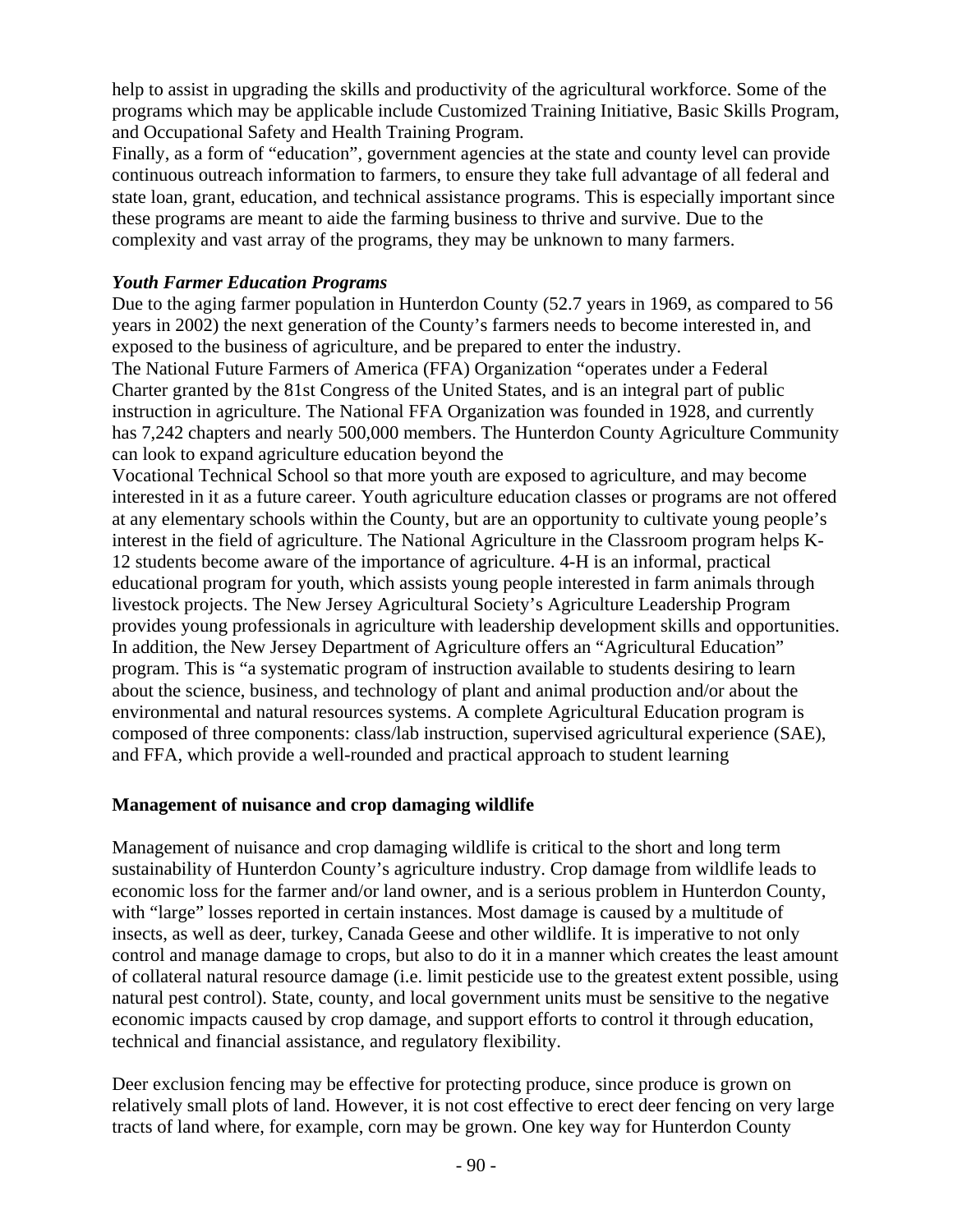help to assist in upgrading the skills and productivity of the agricultural workforce. Some of the programs which may be applicable include Customized Training Initiative, Basic Skills Program, and Occupational Safety and Health Training Program.

Finally, as a form of "education", government agencies at the state and county level can provide continuous outreach information to farmers, to ensure they take full advantage of all federal and state loan, grant, education, and technical assistance programs. This is especially important since these programs are meant to aide the farming business to thrive and survive. Due to the complexity and vast array of the programs, they may be unknown to many farmers.

***Youth Farmer Education Programs***

Due to the aging farmer population in Hunterdon County (52.7 years in 1969, as compared to 56 years in 2002) the next generation of the County's farmers needs to become interested in, and exposed to the business of agriculture, and be prepared to enter the industry.

The National Future Farmers of America (FFA) Organization "operates under a Federal Charter granted by the 81st Congress of the United States, and is an integral part of public instruction in agriculture. The National FFA Organization was founded in 1928, and currently has 7,242 chapters and nearly 500,000 members. The Hunterdon County Agriculture Community can look to expand agriculture education beyond the

Vocational Technical School so that more youth are exposed to agriculture, and may become interested in it as a future career. Youth agriculture education classes or programs are not offered at any elementary schools within the County, but are an opportunity to cultivate young people's interest in the field of agriculture. The National Agriculture in the Classroom program helps K-12 students become aware of the importance of agriculture. 4-H is an informal, practical educational program for youth, which assists young people interested in farm animals through livestock projects. The New Jersey Agricultural Society's Agriculture Leadership Program provides young professionals in agriculture with leadership development skills and opportunities. In addition, the New Jersey Department of Agriculture offers an "Agricultural Education" program. This is "a systematic program of instruction available to students desiring to learn about the science, business, and technology of plant and animal production and/or about the environmental and natural resources systems. A complete Agricultural Education program is composed of three components: class/lab instruction, supervised agricultural experience (SAE), and FFA, which provide a well-rounded and practical approach to student learning

**Management of nuisance and crop damaging wildlife**

Management of nuisance and crop damaging wildlife is critical to the short and long term sustainability of Hunterdon County's agriculture industry. Crop damage from wildlife leads to economic loss for the farmer and/or land owner, and is a serious problem in Hunterdon County, with "large" losses reported in certain instances. Most damage is caused by a multitude of insects, as well as deer, turkey, Canada Geese and other wildlife. It is imperative to not only control and manage damage to crops, but also to do it in a manner which creates the least amount of collateral natural resource damage (i.e. limit pesticide use to the greatest extent possible, using natural pest control). State, county, and local government units must be sensitive to the negative economic impacts caused by crop damage, and support efforts to control it through education, technical and financial assistance, and regulatory flexibility.

Deer exclusion fencing may be effective for protecting produce, since produce is grown on relatively small plots of land. However, it is not cost effective to erect deer fencing on very large tracts of land where, for example, corn may be grown. One key way for Hunterdon County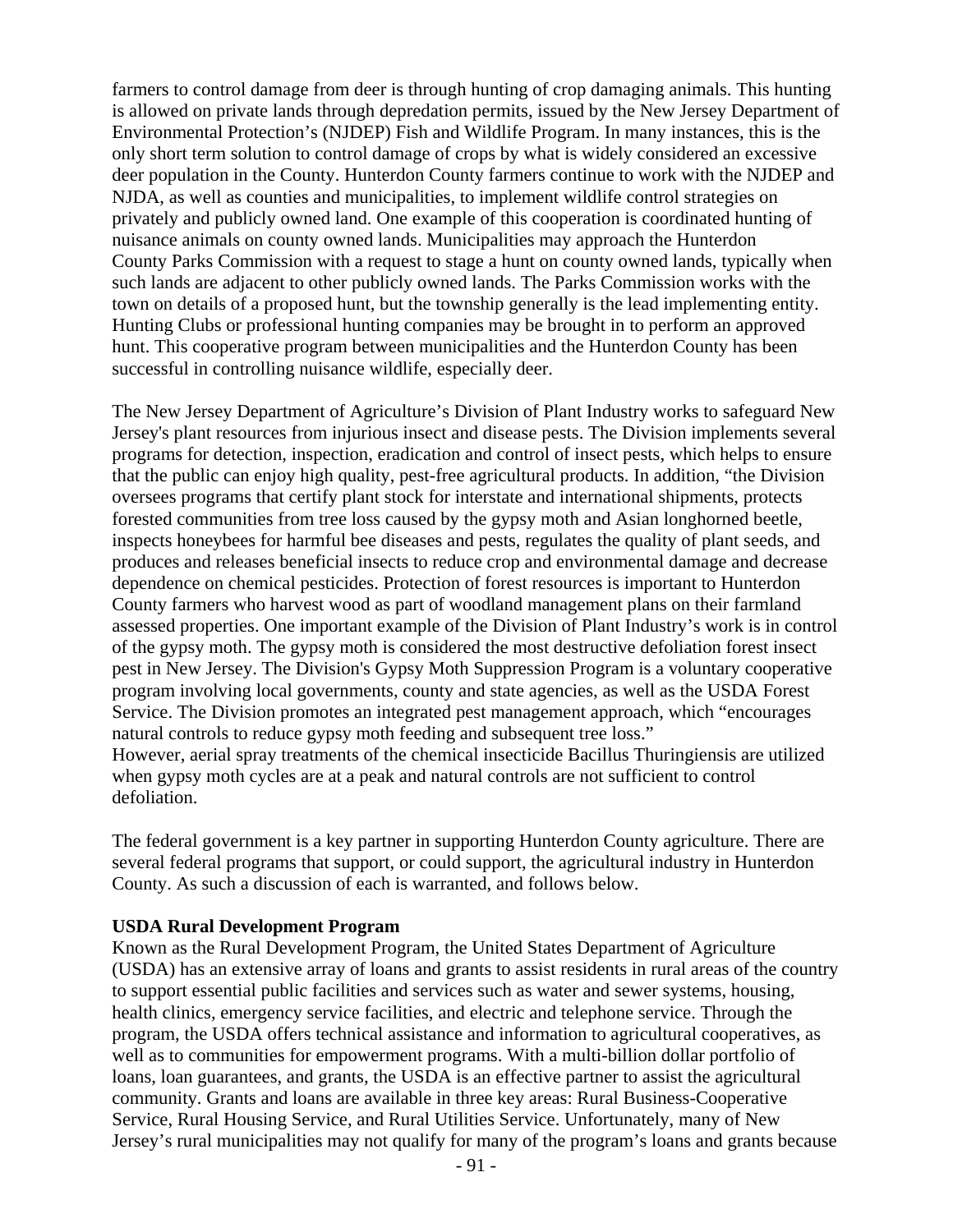farmers to control damage from deer is through hunting of crop damaging animals. This hunting is allowed on private lands through depredation permits, issued by the New Jersey Department of Environmental Protection's (NJDEP) Fish and Wildlife Program. In many instances, this is the only short term solution to control damage of crops by what is widely considered an excessive deer population in the County. Hunterdon County farmers continue to work with the NJDEP and NJDA, as well as counties and municipalities, to implement wildlife control strategies on privately and publicly owned land. One example of this cooperation is coordinated hunting of nuisance animals on county owned lands. Municipalities may approach the Hunterdon County Parks Commission with a request to stage a hunt on county owned lands, typically when such lands are adjacent to other publicly owned lands. The Parks Commission works with the town on details of a proposed hunt, but the township generally is the lead implementing entity. Hunting Clubs or professional hunting companies may be brought in to perform an approved hunt. This cooperative program between municipalities and the Hunterdon County has been successful in controlling nuisance wildlife, especially deer.

The New Jersey Department of Agriculture's Division of Plant Industry works to safeguard New Jersey's plant resources from injurious insect and disease pests. The Division implements several programs for detection, inspection, eradication and control of insect pests, which helps to ensure that the public can enjoy high quality, pest-free agricultural products. In addition, "the Division oversees programs that certify plant stock for interstate and international shipments, protects forested communities from tree loss caused by the gypsy moth and Asian longhorned beetle, inspects honeybees for harmful bee diseases and pests, regulates the quality of plant seeds, and produces and releases beneficial insects to reduce crop and environmental damage and decrease dependence on chemical pesticides. Protection of forest resources is important to Hunterdon County farmers who harvest wood as part of woodland management plans on their farmland assessed properties. One important example of the Division of Plant Industry's work is in control of the gypsy moth. The gypsy moth is considered the most destructive defoliation forest insect pest in New Jersey. The Division's Gypsy Moth Suppression Program is a voluntary cooperative program involving local governments, county and state agencies, as well as the USDA Forest Service. The Division promotes an integrated pest management approach, which "encourages natural controls to reduce gypsy moth feeding and subsequent tree loss."
However, aerial spray treatments of the chemical insecticide Bacillus Thuringiensis are utilized when gypsy moth cycles are at a peak and natural controls are not sufficient to control defoliation.

The federal government is a key partner in supporting Hunterdon County agriculture. There are several federal programs that support, or could support, the agricultural industry in Hunterdon County. As such a discussion of each is warranted, and follows below.

**USDA Rural Development Program**
Known as the Rural Development Program, the United States Department of Agriculture (USDA) has an extensive array of loans and grants to assist residents in rural areas of the country to support essential public facilities and services such as water and sewer systems, housing, health clinics, emergency service facilities, and electric and telephone service. Through the program, the USDA offers technical assistance and information to agricultural cooperatives, as well as to communities for empowerment programs. With a multi-billion dollar portfolio of loans, loan guarantees, and grants, the USDA is an effective partner to assist the agricultural community. Grants and loans are available in three key areas: Rural Business-Cooperative Service, Rural Housing Service, and Rural Utilities Service. Unfortunately, many of New Jersey's rural municipalities may not qualify for many of the program's loans and grants because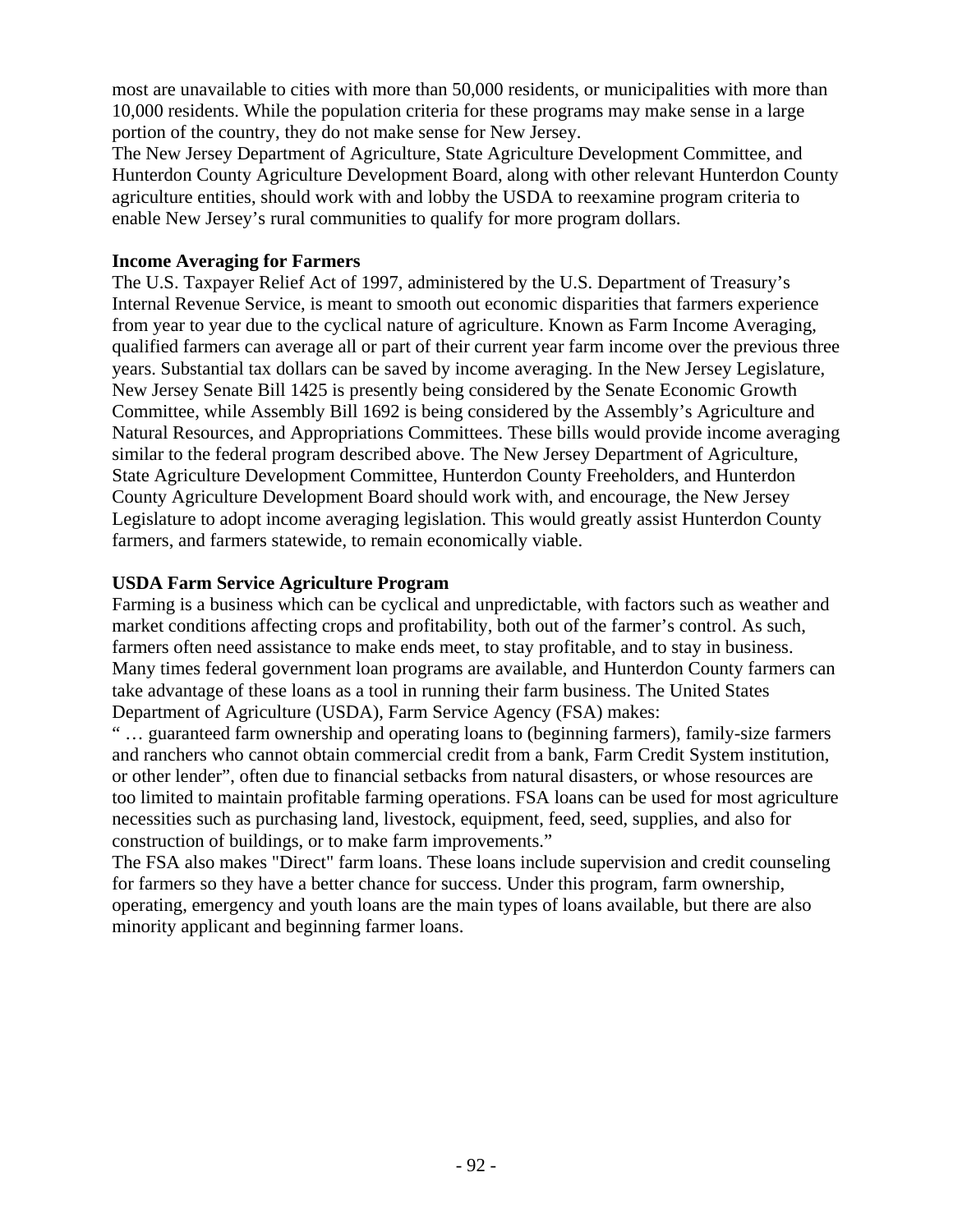most are unavailable to cities with more than 50,000 residents, or municipalities with more than 10,000 residents. While the population criteria for these programs may make sense in a large portion of the country, they do not make sense for New Jersey.

The New Jersey Department of Agriculture, State Agriculture Development Committee, and Hunterdon County Agriculture Development Board, along with other relevant Hunterdon County agriculture entities, should work with and lobby the USDA to reexamine program criteria to enable New Jersey's rural communities to qualify for more program dollars.

**Income Averaging for Farmers**

The U.S. Taxpayer Relief Act of 1997, administered by the U.S. Department of Treasury's Internal Revenue Service, is meant to smooth out economic disparities that farmers experience from year to year due to the cyclical nature of agriculture. Known as Farm Income Averaging, qualified farmers can average all or part of their current year farm income over the previous three years. Substantial tax dollars can be saved by income averaging. In the New Jersey Legislature, New Jersey Senate Bill 1425 is presently being considered by the Senate Economic Growth Committee, while Assembly Bill 1692 is being considered by the Assembly's Agriculture and Natural Resources, and Appropriations Committees. These bills would provide income averaging similar to the federal program described above. The New Jersey Department of Agriculture, State Agriculture Development Committee, Hunterdon County Freeholders, and Hunterdon County Agriculture Development Board should work with, and encourage, the New Jersey Legislature to adopt income averaging legislation. This would greatly assist Hunterdon County farmers, and farmers statewide, to remain economically viable.

**USDA Farm Service Agriculture Program**

Farming is a business which can be cyclical and unpredictable, with factors such as weather and market conditions affecting crops and profitability, both out of the farmer's control. As such, farmers often need assistance to make ends meet, to stay profitable, and to stay in business. Many times federal government loan programs are available, and Hunterdon County farmers can take advantage of these loans as a tool in running their farm business. The United States Department of Agriculture (USDA), Farm Service Agency (FSA) makes:

" … guaranteed farm ownership and operating loans to (beginning farmers), family-size farmers and ranchers who cannot obtain commercial credit from a bank, Farm Credit System institution, or other lender", often due to financial setbacks from natural disasters, or whose resources are too limited to maintain profitable farming operations. FSA loans can be used for most agriculture necessities such as purchasing land, livestock, equipment, feed, seed, supplies, and also for construction of buildings, or to make farm improvements."

The FSA also makes "Direct" farm loans. These loans include supervision and credit counseling for farmers so they have a better chance for success. Under this program, farm ownership, operating, emergency and youth loans are the main types of loans available, but there are also minority applicant and beginning farmer loans.